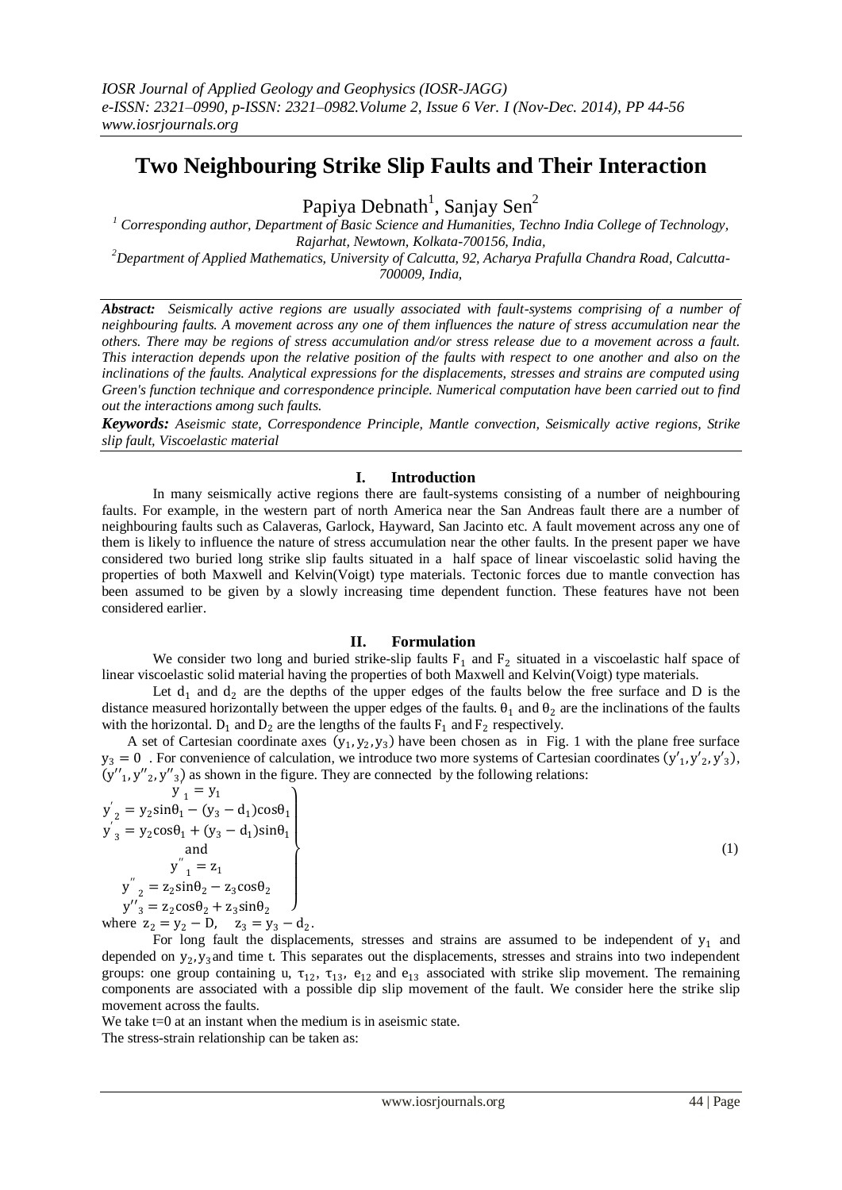# Two Neighbouring Strike Slip Faults and Their Interaction

Papiya Debnath[1], Sanjay Sen[2]

[1] Corresponding author, Department of Basic Science and Humanities, Techno India College of Technology, Rajarhat, Newtown, Kolkata-700156, India,

[2] Department of Applied Mathematics, University of Calcutta, 92, Acharya Prafulla Chandra Road, Calcutta-700009, India,

***Abstract:*** *Seismically active regions are usually associated with fault-systems comprising of a number of neighbouring faults. A movement across any one of them influences the nature of stress accumulation near the others. There may be regions of stress accumulation and/or stress release due to a movement across a fault. This interaction depends upon the relative position of the faults with respect to one another and also on the inclinations of the faults. Analytical expressions for the displacements, stresses and strains are computed using Green's function technique and correspondence principle. Numerical computation have been carried out to find out the interactions among such faults.*

***Keywords:*** *Aseismic state, Correspondence Principle, Mantle convection, Seismically active regions, Strike slip fault, Viscoelastic material*

## I. Introduction

In many seismically active regions there are fault-systems consisting of a number of neighbouring faults. For example, in the western part of north America near the San Andreas fault there are a number of neighbouring faults such as Calaveras, Garlock, Hayward, San Jacinto etc. A fault movement across any one of them is likely to influence the nature of stress accumulation near the other faults. In the present paper we have considered two buried long strike slip faults situated in a half space of linear viscoelastic solid having the properties of both Maxwell and Kelvin(Voigt) type materials. Tectonic forces due to mantle convection has been assumed to be given by a slowly increasing time dependent function. These features have not been considered earlier.

## II. Formulation

We consider two long and buried strike-slip faults $F_1$ and $F_2$ situated in a viscoelastic half space of linear viscoelastic solid material having the properties of both Maxwell and Kelvin(Voigt) type materials.

Let $d_1$ and $d_2$ are the depths of the upper edges of the faults below the free surface and D is the distance measured horizontally between the upper edges of the faults. $\theta_1$ and $\theta_2$ are the inclinations of the faults with the horizontal. $D_1$ and $D_2$ are the lengths of the faults $F_1$ and $F_2$ respectively.

A set of Cartesian coordinate axes $(y_1, y_2, y_3)$ have been chosen as in Fig. 1 with the plane free surface $y_3 = 0$. For convenience of calculation, we introduce two more systems of Cartesian coordinates $(y'_1, y'_2, y'_3)$, $(y''_1, y''_2, y''_3)$ as shown in the figure. They are connected by the following relations:

$$
\left.
\begin{aligned}
y'_1 &= y_1 \\
y'_2 &= y_2\sin\theta_1 - (y_3 - d_1)\cos\theta_1 \\
y'_3 &= y_2\cos\theta_1 + (y_3 - d_1)\sin\theta_1 \\
&\text{and} \\
y''_1 &= z_1 \\
y''_2 &= z_2\sin\theta_2 - z_3\cos\theta_2 \\
y''_3 &= z_2\cos\theta_2 + z_3\sin\theta_2
\end{aligned}
\right\} \tag{1}
$$

where $z_2 = y_2 - D,\quad z_3 = y_3 - d_2$.

For long fault the displacements, stresses and strains are assumed to be independent of $y_1$ and depended on $y_2, y_3$ and time t. This separates out the displacements, stresses and strains into two independent groups: one group containing u, $\tau_{12}$, $\tau_{13}$, $e_{12}$ and $e_{13}$ associated with strike slip movement. The remaining components are associated with a possible dip slip movement of the fault. We consider here the strike slip movement across the faults.

We take t=0 at an instant when the medium is in aseismic state.

The stress-strain relationship can be taken as: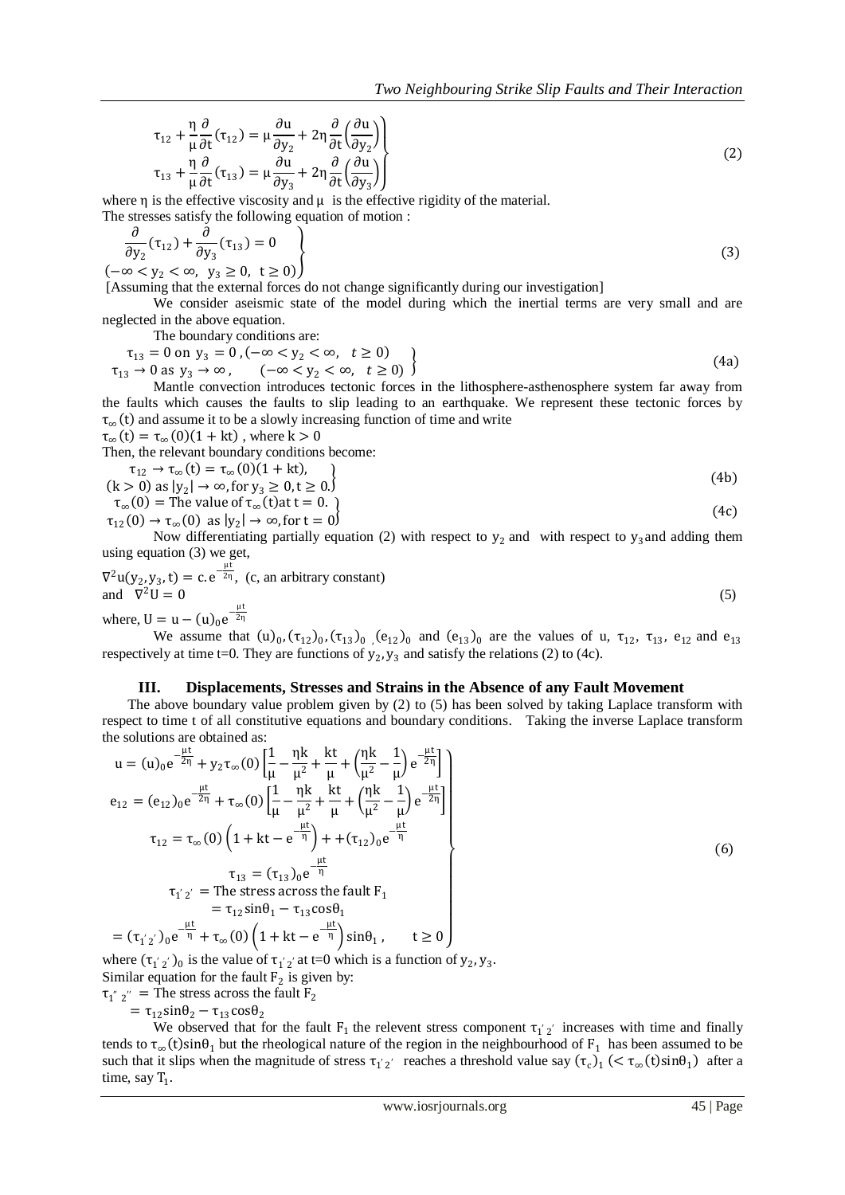$$
\left.
\begin{aligned}
\tau_{12} + \frac{\eta}{\mu}\frac{\partial}{\partial t}(\tau_{12}) &= \mu\frac{\partial u}{\partial y_2} + 2\eta\frac{\partial}{\partial t}\left(\frac{\partial u}{\partial y_2}\right) \\
\tau_{13} + \frac{\eta}{\mu}\frac{\partial}{\partial t}(\tau_{13}) &= \mu\frac{\partial u}{\partial y_3} + 2\eta\frac{\partial}{\partial t}\left(\frac{\partial u}{\partial y_3}\right)
\end{aligned}
\right\} \tag{2}
$$

where $\eta$ is the effective viscosity and $\mu$ is the effective rigidity of the material.

The stresses satisfy the following equation of motion :

$$
\left.
\begin{aligned}
&\frac{\partial}{\partial y_2}(\tau_{12}) + \frac{\partial}{\partial y_3}(\tau_{13}) = 0 \\
&(-\infty < y_2 < \infty,\ \ y_3 \geq 0,\ \ t \geq 0)
\end{aligned}
\right\} \tag{3}
$$

[Assuming that the external forces do not change significantly during our investigation]

We consider aseismic state of the model during which the inertial terms are very small and are neglected in the above equation.

The boundary conditions are:

$$
\left.
\begin{aligned}
&\tau_{13} = 0 \text{ on } y_3 = 0\,, (-\infty < y_2 < \infty,\ \ t \geq 0) \\
&\tau_{13} \to 0 \text{ as } y_3 \to \infty\,, \qquad (-\infty < y_2 < \infty,\ \ t \geq 0)
\end{aligned}
\right\} \tag{4a}
$$

Mantle convection introduces tectonic forces in the lithosphere-asthenosphere system far away from the faults which causes the faults to slip leading to an earthquake. We represent these tectonic forces by $\tau_\infty(t)$ and assume it to be a slowly increasing function of time and write

$\tau_\infty(t) = \tau_\infty(0)(1 + kt)$ , where $k > 0$

Then, the relevant boundary conditions become:

$$
\left.
\begin{aligned}
&\tau_{12} \to \tau_\infty(t) = \tau_\infty(0)(1 + kt), \\
&(k > 0) \text{ as } |y_2| \to \infty, \text{for } y_3 \geq 0, t \geq 0.
\end{aligned}
\right\} \tag{4b}
$$

$$
\left.
\begin{aligned}
&\tau_\infty(0) = \text{The value of } \tau_\infty(t) \text{at } t = 0. \\
&\tau_{12}(0) \to \tau_\infty(0) \ \text{ as } |y_2| \to \infty, \text{for } t = 0
\end{aligned}
\right\} \tag{4c}
$$

Now differentiating partially equation (2) with respect to $y_2$ and with respect to $y_3$ and adding them using equation (3) we get,

$$
\begin{aligned}
&\nabla^2 u(y_2, y_3, t) = c.e^{-\frac{\mu t}{2\eta}},\ \text{(c, an arbitrary constant)} \\
&\text{and} \quad \nabla^2 U = 0
\end{aligned} \tag{5}
$$

where, $U = u - (u)_0 e^{-\frac{\mu t}{2\eta}}$

We assume that $(u)_0, (\tau_{12})_0, (\tau_{13})_0, (e_{12})_0$ and $(e_{13})_0$ are the values of u, $\tau_{12}$, $\tau_{13}$, $e_{12}$ and $e_{13}$ respectively at time t=0. They are functions of $y_2, y_3$ and satisfy the relations (2) to (4c).

## III. Displacements, Stresses and Strains in the Absence of any Fault Movement

The above boundary value problem given by (2) to (5) has been solved by taking Laplace transform with respect to time t of all constitutive equations and boundary conditions. Taking the inverse Laplace transform the solutions are obtained as:

$$
\left.
\begin{aligned}
u &= (u)_0 e^{-\frac{\mu t}{2\eta}} + y_2 \tau_\infty(0)\left[\frac{1}{\mu} - \frac{\eta k}{\mu^2} + \frac{kt}{\mu} + \left(\frac{\eta k}{\mu^2} - \frac{1}{\mu}\right)e^{-\frac{\mu t}{2\eta}}\right] \\
e_{12} &= (e_{12})_0 e^{-\frac{\mu t}{2\eta}} + \tau_\infty(0)\left[\frac{1}{\mu} - \frac{\eta k}{\mu^2} + \frac{kt}{\mu} + \left(\frac{\eta k}{\mu^2} - \frac{1}{\mu}\right)e^{-\frac{\mu t}{2\eta}}\right] \\
\tau_{12} &= \tau_\infty(0)\left(1 + kt - e^{-\frac{\mu t}{\eta}}\right) + + (\tau_{12})_0 e^{-\frac{\mu t}{\eta}} \\
\tau_{13} &= (\tau_{13})_0 e^{-\frac{\mu t}{\eta}} \\
\tau_{1'2'} &= \text{The stress across the fault } F_1 \\
&= \tau_{12}\sin\theta_1 - \tau_{13}\cos\theta_1 \\
&= (\tau_{1'2'})_0 e^{-\frac{\mu t}{\eta}} + \tau_\infty(0)\left(1 + kt - e^{-\frac{\mu t}{\eta}}\right)\sin\theta_1\,, \qquad t \geq 0
\end{aligned}
\right\} \tag{6}
$$

where $(\tau_{1'2'})_0$ is the value of $\tau_{1'2'}$ at t=0 which is a function of $y_2, y_3$.

Similar equation for the fault $F_2$ is given by:

$\tau_{1''2''}$ = The stress across the fault $F_2$

$= \tau_{12}\sin\theta_2 - \tau_{13}\cos\theta_2$

We observed that for the fault $F_1$ the relevent stress component $\tau_{1'2'}$ increases with time and finally tends to $\tau_\infty(t)\sin\theta_1$ but the rheological nature of the region in the neighbourhood of $F_1$ has been assumed to be such that it slips when the magnitude of stress $\tau_{1'2'}$ reaches a threshold value say $(\tau_c)_1$ $(< \tau_\infty(t)\sin\theta_1)$ after a time, say $T_1$.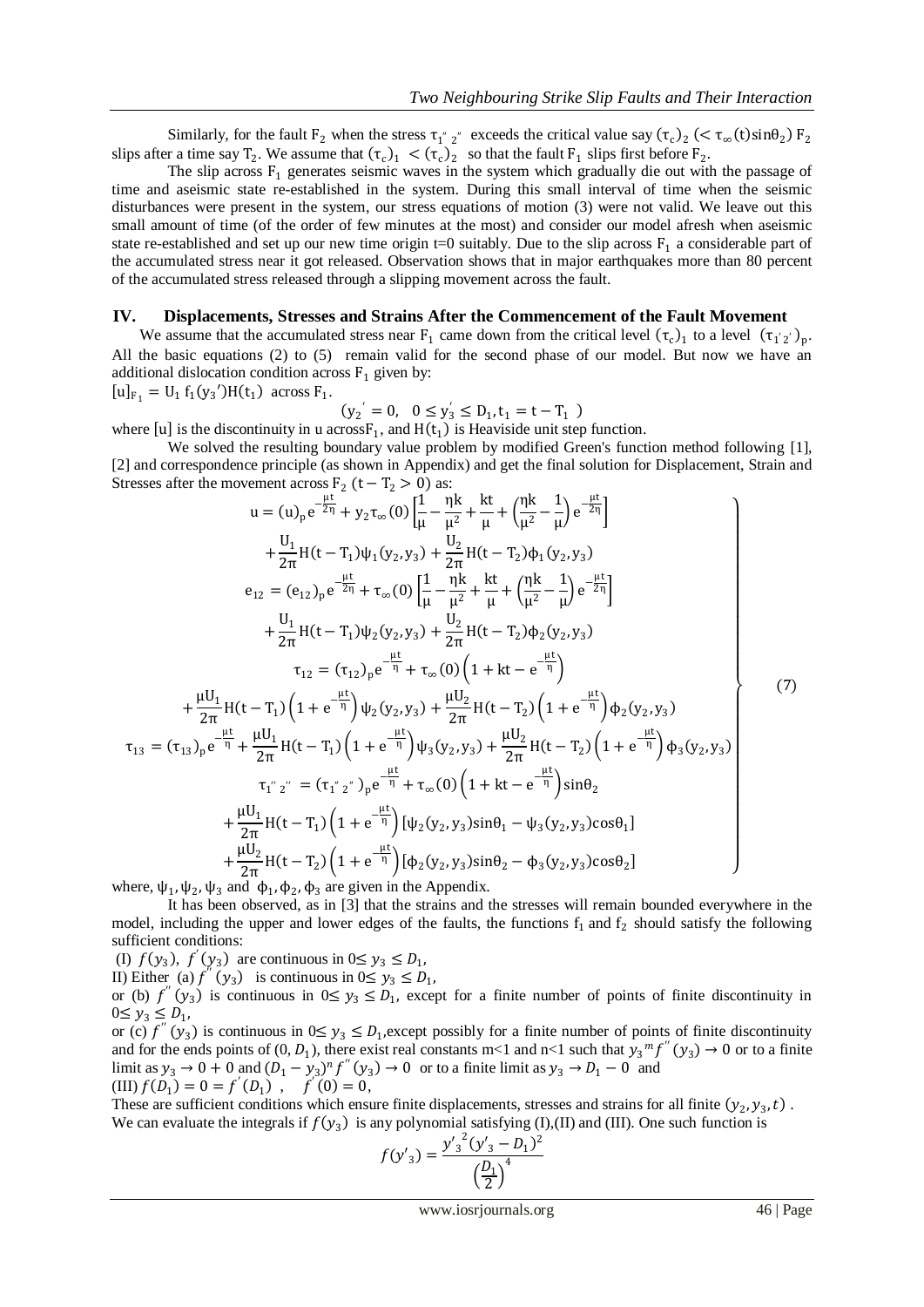Similarly, for the fault $F_2$ when the stress $\tau_{1''2''}$ exceeds the critical value say $(\tau_c)_2$ $(< \tau_\infty(t)\sin\theta_2)$ $F_2$ slips after a time say $T_2$. We assume that $(\tau_c)_1 < (\tau_c)_2$ so that the fault $F_1$ slips first before $F_2$.

The slip across $F_1$ generates seismic waves in the system which gradually die out with the passage of time and aseismic state re-established in the system. During this small interval of time when the seismic disturbances were present in the system, our stress equations of motion (3) were not valid. We leave out this small amount of time (of the order of few minutes at the most) and consider our model afresh when aseismic state re-established and set up our new time origin t=0 suitably. Due to the slip across $F_1$ a considerable part of the accumulated stress near it got released. Observation shows that in major earthquakes more than 80 percent of the accumulated stress released through a slipping movement across the fault.

## IV. Displacements, Stresses and Strains After the Commencement of the Fault Movement

We assume that the accumulated stress near $F_1$ came down from the critical level $(\tau_c)_1$ to a level $(\tau_{1'2'})_p$. All the basic equations (2) to (5) remain valid for the second phase of our model. But now we have an additional dislocation condition across $F_1$ given by:

$[u]_{F_1} = U_1 f_1(y_3{}')H(t_1)$ across $F_1$.

$$(y_2{}' = 0, \quad 0 \le y_3' \le D_1, t_1 = t - T_1 \,)$$

where $[u]$ is the discontinuity in u across $F_1$, and $H(t_1)$ is Heaviside unit step function.

We solved the resulting boundary value problem by modified Green's function method following [1], [2] and correspondence principle (as shown in Appendix) and get the final solution for Displacement, Strain and Stresses after the movement across $F_2$ $(t - T_2 > 0)$ as:

$$
\left.
\begin{aligned}
u &= (u)_p e^{-\frac{\mu t}{2\eta}} + y_2\tau_\infty(0)\left[\frac{1}{\mu} - \frac{\eta k}{\mu^2} + \frac{kt}{\mu} + \left(\frac{\eta k}{\mu^2} - \frac{1}{\mu}\right)e^{-\frac{\mu t}{2\eta}}\right] \\
&\quad + \frac{U_1}{2\pi}H(t - T_1)\psi_1(y_2, y_3) + \frac{U_2}{2\pi}H(t - T_2)\phi_1(y_2, y_3) \\
e_{12} &= (e_{12})_p e^{-\frac{\mu t}{2\eta}} + \tau_\infty(0)\left[\frac{1}{\mu} - \frac{\eta k}{\mu^2} + \frac{kt}{\mu} + \left(\frac{\eta k}{\mu^2} - \frac{1}{\mu}\right)e^{-\frac{\mu t}{2\eta}}\right] \\
&\quad + \frac{U_1}{2\pi}H(t - T_1)\psi_2(y_2, y_3) + \frac{U_2}{2\pi}H(t - T_2)\phi_2(y_2, y_3) \\
\tau_{12} &= (\tau_{12})_p e^{-\frac{\mu t}{\eta}} + \tau_\infty(0)\left(1 + kt - e^{-\frac{\mu t}{\eta}}\right) \\
&\quad + \frac{\mu U_1}{2\pi}H(t - T_1)\left(1 + e^{-\frac{\mu t}{\eta}}\right)\psi_2(y_2, y_3) + \frac{\mu U_2}{2\pi}H(t - T_2)\left(1 + e^{-\frac{\mu t}{\eta}}\right)\phi_2(y_2, y_3) \\
\tau_{13} &= (\tau_{13})_p e^{-\frac{\mu t}{\eta}} + \frac{\mu U_1}{2\pi}H(t - T_1)\left(1 + e^{-\frac{\mu t}{\eta}}\right)\psi_3(y_2, y_3) + \frac{\mu U_2}{2\pi}H(t - T_2)\left(1 + e^{-\frac{\mu t}{\eta}}\right)\phi_3(y_2, y_3) \\
\tau_{1''2''} &= (\tau_{1''2''})_p e^{-\frac{\mu t}{\eta}} + \tau_\infty(0)\left(1 + kt - e^{-\frac{\mu t}{\eta}}\right)\sin\theta_2 \\
&\quad + \frac{\mu U_1}{2\pi}H(t - T_1)\left(1 + e^{-\frac{\mu t}{\eta}}\right)[\psi_2(y_2, y_3)\sin\theta_1 - \psi_3(y_2, y_3)\cos\theta_1] \\
&\quad + \frac{\mu U_2}{2\pi}H(t - T_2)\left(1 + e^{-\frac{\mu t}{\eta}}\right)[\phi_2(y_2, y_3)\sin\theta_2 - \phi_3(y_2, y_3)\cos\theta_2]
\end{aligned}
\right\} \quad (7)
$$

where, $\psi_1, \psi_2, \psi_3$ and $\phi_1, \phi_2, \phi_3$ are given in the Appendix.

It has been observed, as in [3] that the strains and the stresses will remain bounded everywhere in the model, including the upper and lower edges of the faults, the functions $f_1$ and $f_2$ should satisfy the following sufficient conditions:

(I) $f(y_3)$, $f'(y_3)$ are continuous in $0 \le y_3 \le D_1$,

II) Either (a) $f''(y_3)$ is continuous in $0 \le y_3 \le D_1$,

or (b) $f''(y_3)$ is continuous in $0 \le y_3 \le D_1$, except for a finite number of points of finite discontinuity in $0 \le y_3 \le D_1$,

or (c) $f''(y_3)$ is continuous in $0 \le y_3 \le D_1$, except possibly for a finite number of points of finite discontinuity and for the ends points of $(0, D_1)$, there exist real constants m<1 and n<1 such that $y_3{}^m f''(y_3) \to 0$ or to a finite limit as $y_3 \to 0 + 0$ and $(D_1 - y_3)^n f''(y_3) \to 0$ or to a finite limit as $y_3 \to D_1 - 0$ and

(III) $f(D_1) = 0 = f'(D_1)$ , $f'(0) = 0$,

These are sufficient conditions which ensure finite displacements, stresses and strains for all finite $(y_2, y_3, t)$ . We can evaluate the integrals if $f(y_3)$ is any polynomial satisfying (I),(II) and (III). One such function is

$$f(y'_3) = \frac{{y'_3}^2(y'_3 - D_1)^2}{\left(\frac{D_1}{2}\right)^4}$$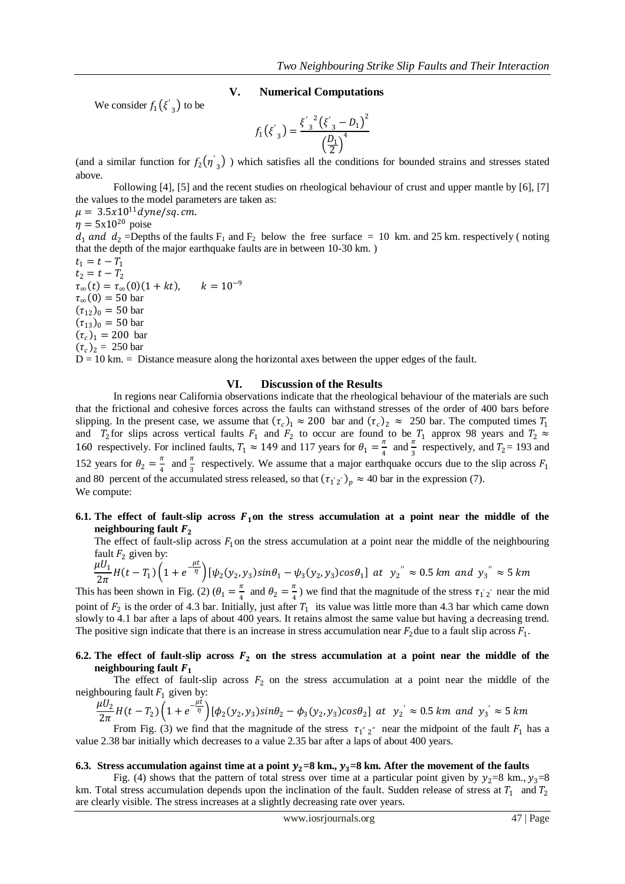## V. Numerical Computations

We consider $f_1(\xi'_3)$ to be

$$f_1(\xi'_3) = \frac{{\xi'_3}^2 (\xi'_3 - D_1)^2}{\left(\frac{D_1}{2}\right)^4}$$

(and a similar function for $f_2(\eta'_3)$ ) which satisfies all the conditions for bounded strains and stresses stated above.

Following [4], [5] and the recent studies on rheological behaviour of crust and upper mantle by [6], [7] the values to the model parameters are taken as:

$\mu = 3.5x10^{11} dyne/sq.cm.$

$\eta = 5x10^{20}$ poise

$d_1$ and $d_2$ =Depths of the faults $F_1$ and $F_2$ below the free surface = 10 km. and 25 km. respectively ( noting that the depth of the major earthquake faults are in between 10-30 km. )

$t_1 = t - T_1$

$t_2 = t - T_2$

$\tau_\infty(t) = \tau_\infty(0)(1 + kt), \qquad k = 10^{-9}$

$\tau_\infty(0) = 50$ bar

$(\tau_{12})_0 = 50$ bar

$(\tau_{13})_0 = 50$ bar

$(\tau_c)_1 = 200$ bar

$(\tau_c)_2 = 250$ bar

D = 10 km. = Distance measure along the horizontal axes between the upper edges of the fault.

## VI. Discussion of the Results

In regions near California observations indicate that the rheological behaviour of the materials are such that the frictional and cohesive forces across the faults can withstand stresses of the order of 400 bars before slipping. In the present case, we assume that $(\tau_c)_1 \approx 200$ bar and $(\tau_c)_2 \approx 250$ bar. The computed times $T_1$ and $T_2$ for slips across vertical faults $F_1$ and $F_2$ to occur are found to be $T_1$ approx 98 years and $T_2 \approx 160$ respectively. For inclined faults, $T_1 \approx 149$ and 117 years for $\theta_1 = \frac{\pi}{4}$ and $\frac{\pi}{3}$ respectively, and $T_2$ = 193 and 152 years for $\theta_2 = \frac{\pi}{4}$ and $\frac{\pi}{3}$ respectively. We assume that a major earthquake occurs due to the slip across $F_1$ and 80 percent of the accumulated stress released, so that $(\tau_{1'2'})_p \approx 40$ bar in the expression (7).

We compute:

### 6.1. The effect of fault-slip across $F_1$ on the stress accumulation at a point near the middle of the neighbouring fault $F_2$

The effect of fault-slip across $F_1$ on the stress accumulation at a point near the middle of the neighbouring fault $F_2$ given by:

$$\frac{\mu U_1}{2\pi} H(t - T_1)\left(1 + e^{-\frac{\mu t}{\eta}}\right)[\psi_2(y_2, y_3)sin\theta_1 - \psi_3(y_2, y_3)cos\theta_1] \ at \ y_2'' \approx 0.5 \ km \ and \ y_3'' \approx 5 \ km$$

This has been shown in Fig. (2) ($\theta_1 = \frac{\pi}{4}$ and $\theta_2 = \frac{\pi}{4}$) we find that the magnitude of the stress $\tau_{1'2'}$ near the mid point of $F_2$ is the order of 4.3 bar. Initially, just after $T_1$ its value was little more than 4.3 bar which came down slowly to 4.1 bar after a laps of about 400 years. It retains almost the same value but having a decreasing trend. The positive sign indicate that there is an increase in stress accumulation near $F_2$ due to a fault slip across $F_1$.

### 6.2. The effect of fault-slip across $F_2$ on the stress accumulation at a point near the middle of the neighbouring fault $F_1$

The effect of fault-slip across $F_2$ on the stress accumulation at a point near the middle of the neighbouring fault $F_1$ given by:

$$\frac{\mu U_2}{2\pi} H(t - T_2)\left(1 + e^{-\frac{\mu t}{\eta}}\right)[\phi_2(y_2, y_3)sin\theta_2 - \phi_3(y_2, y_3)cos\theta_2] \ at \ y_2' \approx 0.5 \ km \ and \ y_3' \approx 5 \ km$$

From Fig. (3) we find that the magnitude of the stress $\tau_{1''2''}$ near the midpoint of the fault $F_1$ has a value 2.38 bar initially which decreases to a value 2.35 bar after a laps of about 400 years.

### 6.3. Stress accumulation against time at a point $y_2$=8 km., $y_3$=8 km. After the movement of the faults

Fig. (4) shows that the pattern of total stress over time at a particular point given by $y_2$=8 km., $y_3$=8 km. Total stress accumulation depends upon the inclination of the fault. Sudden release of stress at $T_1$ and $T_2$ are clearly visible. The stress increases at a slightly decreasing rate over years.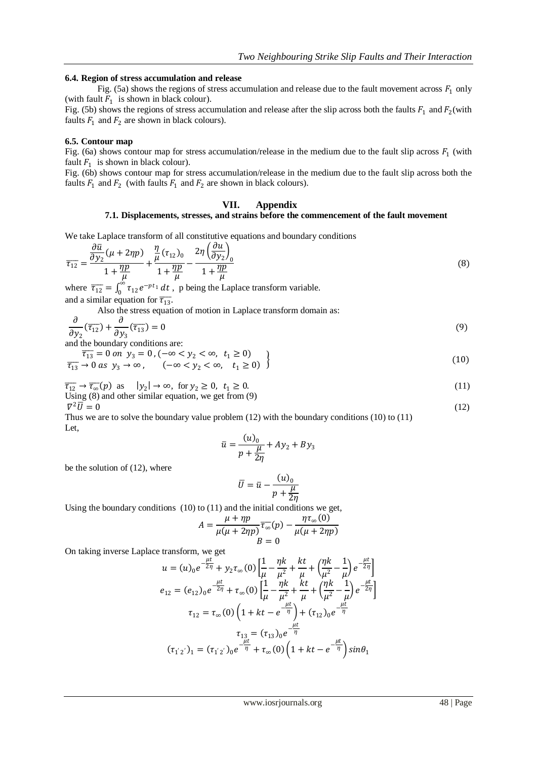#### 6.4. Region of stress accumulation and release

Fig. (5a) shows the regions of stress accumulation and release due to the fault movement across $F_1$ only (with fault $F_1$ is shown in black colour).

Fig. (5b) shows the regions of stress accumulation and release after the slip across both the faults $F_1$ and $F_2$ (with faults $F_1$ and $F_2$ are shown in black colours).

#### 6.5. Contour map

Fig. (6a) shows contour map for stress accumulation/release in the medium due to the fault slip across $F_1$ (with fault $F_1$ is shown in black colour).

Fig. (6b) shows contour map for stress accumulation/release in the medium due to the fault slip across both the faults $F_1$ and $F_2$ (with faults $F_1$ and $F_2$ are shown in black colours).

## VII. Appendix

### 7.1. Displacements, stresses, and strains before the commencement of the fault movement

We take Laplace transform of all constitutive equations and boundary conditions

$$\overline{\tau_{12}} = \frac{\frac{\partial \bar{u}}{\partial y_2}(\mu + 2\eta p)}{1 + \frac{\eta p}{\mu}} + \frac{\frac{\eta}{\mu}(\tau_{12})_0}{1 + \frac{\eta p}{\mu}} - \frac{2\eta\left(\frac{\partial u}{\partial y_2}\right)_0}{1 + \frac{\eta p}{\mu}} \tag{8}$$

where $\overline{\tau_{12}} = \int_0^\infty \tau_{12} e^{-pt_1}\, dt$, p being the Laplace transform variable.

and a similar equation for $\overline{\tau_{13}}$.

Also the stress equation of motion in Laplace transform domain as:

$$\frac{\partial}{\partial y_2}(\overline{\tau_{12}}) + \frac{\partial}{\partial y_3}(\overline{\tau_{13}}) = 0 \tag{9}$$

and the boundary conditions are:

$$\left.\begin{aligned} \overline{\tau_{13}} &= 0 \ on\ y_3 = 0, (-\infty < y_2 < \infty,\ t_1 \geq 0) \\ \overline{\tau_{13}} &\to 0\ as\ y_3 \to \infty, \quad (-\infty < y_2 < \infty,\ \ t_1 \geq 0) \end{aligned}\right\} \tag{10}$$

$$\overline{\tau_{12}} \to \overline{\tau_\infty}(p) \ \text{ as } \ |y_2| \to \infty, \text{ for } y_2 \geq 0,\ t_1 \geq 0. \tag{11}$$

Using (8) and other similar equation, we get from (9)

$$\nabla^2 \bar{U} = 0 \tag{12}$$

Thus we are to solve the boundary value problem (12) with the boundary conditions (10) to (11)

Let,

$$\bar{u} = \frac{(u)_0}{p + \frac{\mu}{2\eta}} + Ay_2 + By_3$$

be the solution of (12), where

$$\bar{U} = \bar{u} - \frac{(u)_0}{p + \frac{\mu}{2\eta}}$$

Using the boundary conditions (10) to (11) and the initial conditions we get,

$$A = \frac{\mu + \eta p}{\mu(\mu + 2\eta p)}\overline{\tau_\infty}(p) - \frac{\eta \tau_\infty(0)}{\mu(\mu + 2\eta p)}$$

$$B = 0$$

On taking inverse Laplace transform, we get

$$u = (u)_0 e^{-\frac{\mu t}{2\eta}} + y_2 \tau_\infty(0)\left[\frac{1}{\mu} - \frac{\eta k}{\mu^2} + \frac{kt}{\mu} + \left(\frac{\eta k}{\mu^2} - \frac{1}{\mu}\right)e^{-\frac{\mu t}{2\eta}}\right]$$

$$e_{12} = (e_{12})_0 e^{-\frac{\mu t}{2\eta}} + \tau_\infty(0)\left[\frac{1}{\mu} - \frac{\eta k}{\mu^2} + \frac{kt}{\mu} + \left(\frac{\eta k}{\mu^2} - \frac{1}{\mu}\right)e^{-\frac{\mu t}{2\eta}}\right]$$

$$\tau_{12} = \tau_\infty(0)\left(1 + kt - e^{-\frac{\mu t}{\eta}}\right) + (\tau_{12})_0 e^{-\frac{\mu t}{\eta}}$$

$$\tau_{13} = (\tau_{13})_0 e^{-\frac{\mu t}{\eta}}$$

$$(\tau_{1'2'})_1 = (\tau_{1'2'})_0 e^{-\frac{\mu t}{\eta}} + \tau_\infty(0)\left(1 + kt - e^{-\frac{\mu t}{\eta}}\right)\sin\theta_1$$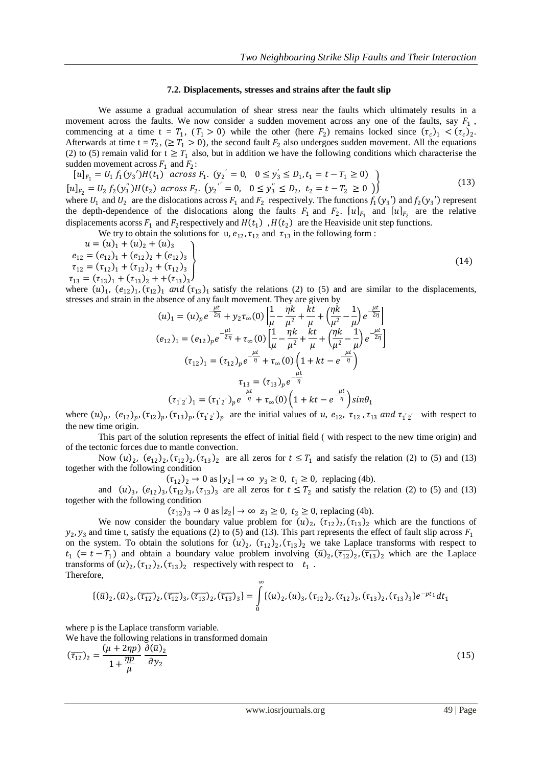### 7.2. Displacements, stresses and strains after the fault slip

We assume a gradual accumulation of shear stress near the faults which ultimately results in a movement across the faults. We now consider a sudden movement across any one of the faults, say $F_1$, commencing at a time $t = T_1$, $(T_1 > 0)$ while the other (here $F_2$) remains locked since $(\tau_c)_1 < (\tau_c)_2$. Afterwards at time $t = T_2$, $(\geq T_1 > 0)$, the second fault $F_2$ also undergoes sudden movement. All the equations (2) to (5) remain valid for $t \geq T_1$ also, but in addition we have the following conditions which characterise the sudden movement across $F_1$ and $F_2$:

$$\left.\begin{aligned} [u]_{F_1} &= U_1\, f_1(y_3')H(t_1) \ \ across\ F_1. \ (y_2' = 0,\ \ 0 \leq y_3' \leq D_1, t_1 = t - T_1 \geq 0) \\ [u]_{F_2} &= U_2\, f_2(y_3'')H(t_2) \ \ across\ F_2. \ \left(y_2'' = 0,\ \ 0 \leq y_3'' \leq D_2,\ t_2 = t - T_2 \ \geq 0\ \right) \end{aligned}\right\} \tag{13}$$

where $U_1$ and $U_2$ are the dislocations across $F_1$ and $F_2$ respectively. The functions $f_1(y_3')$ and $f_2(y_3')$ represent the depth-dependence of the dislocations along the faults $F_1$ and $F_2$. $[u]_{F_1}$ and $[u]_{F_2}$ are the relative displacements acorss $F_1$ and $F_2$ respectively and $H(t_1)$ , $H(t_2)$ are the Heaviside unit step functions.

We try to obtain the solutions for u, $e_{12}, \tau_{12}$ and $\tau_{13}$ in the following form :

$$\left.\begin{aligned} u &= (u)_1 + (u)_2 + (u)_3 \\ e_{12} &= (e_{12})_1 + (e_{12})_2 + (e_{12})_3 \\ \tau_{12} &= (\tau_{12})_1 + (\tau_{12})_2 + (\tau_{12})_3 \\ \tau_{13} &= (\tau_{13})_1 + (\tau_{13})_2 + + (\tau_{13})_3 \end{aligned}\right\} \tag{14}$$

where $(u)_1$, $(e_{12})_1, (\tau_{12})_1$ *and* $(\tau_{13})_1$ satisfy the relations (2) to (5) and are similar to the displacements, stresses and strain in the absence of any fault movement. They are given by

$$(u)_1 = (u)_p e^{-\frac{\mu t}{2\eta}} + y_2 \tau_\infty(0)\left[\frac{1}{\mu} - \frac{\eta k}{\mu^2} + \frac{kt}{\mu} + \left(\frac{\eta k}{\mu^2} - \frac{1}{\mu}\right)e^{-\frac{\mu t}{2\eta}}\right]$$

$$(e_{12})_1 = (e_{12})_p e^{-\frac{\mu t}{2\eta}} + \tau_\infty(0)\left[\frac{1}{\mu} - \frac{\eta k}{\mu^2} + \frac{kt}{\mu} + \left(\frac{\eta k}{\mu^2} - \frac{1}{\mu}\right)e^{-\frac{\mu t}{2\eta}}\right]$$

$$(\tau_{12})_1 = (\tau_{12})_p e^{-\frac{\mu t}{\eta}} + \tau_\infty(0)\left(1 + kt - e^{-\frac{\mu t}{\eta}}\right)$$

$$\tau_{13} = (\tau_{13})_p e^{-\frac{\mu t}{\eta}}$$

$$(\tau_{1'2'})_1 = (\tau_{1'2'})_p e^{-\frac{\mu t}{\eta}} + \tau_\infty(0)\left(1 + kt - e^{-\frac{\mu t}{\eta}}\right)sin\theta_1$$

where $(u)_p$, $(e_{12})_p, (\tau_{12})_p, (\tau_{13})_p, (\tau_{1'2'})_p$ are the initial values of $u$, $e_{12}$, $\tau_{12}$ , $\tau_{13}$ *and* $\tau_{1'2'}$ with respect to the new time origin.

This part of the solution represents the effect of initial field ( with respect to the new time origin) and of the tectonic forces due to mantle convection.

Now $(u)_2$, $(e_{12})_2, (\tau_{12})_2, (\tau_{13})_2$ are all zeros for $t \leq T_1$ and satisfy the relation (2) to (5) and (13) together with the following condition

$(\tau_{12})_2 \to 0$ as $|y_2| \to \infty$ $y_3 \geq 0$, $t_1 \geq 0$, replacing (4b).

and $(u)_3$, $(e_{12})_3, (\tau_{12})_3, (\tau_{13})_3$ are all zeros for $t \leq T_2$ and satisfy the relation (2) to (5) and (13) together with the following condition

$(\tau_{12})_3 \to 0$ as $|z_2| \to \infty$ $z_3 \geq 0$, $t_2 \geq 0$, replacing (4b).

We now consider the boundary value problem for $(u)_2$, $(\tau_{12})_2, (\tau_{13})_2$ which are the functions of $y_2, y_3$ and time t, satisfy the equations (2) to (5) and (13). This part represents the effect of fault slip across $F_1$ on the system. To obtain the solutions for $(u)_2$, $(\tau_{12})_2, (\tau_{13})_2$ we take Laplace transforms with respect to $t_1$ $(= t - T_1)$ and obtain a boundary value problem involving $(\bar{u})_2, (\overline{\tau_{12}})_2, (\overline{\tau_{13}})_2$ which are the Laplace transforms of $(u)_2, (\tau_{12})_2, (\tau_{13})_2$ respectively with respect to $t_1$ .
Therefore,

$$\{(\bar{u})_2, (\bar{u})_3, (\overline{\tau_{12}})_2, (\overline{\tau_{12}})_3, (\overline{\tau_{13}})_2, (\overline{\tau_{13}})_3\} = \int_0^\infty \{(u)_2, (u)_3, (\tau_{12})_2, (\tau_{12})_3, (\tau_{13})_2, (\tau_{13})_3\}e^{-pt_1}dt_1$$

where p is the Laplace transform variable.
We have the following relations in transformed domain

$$(\overline{\tau_{12}})_2 = \frac{(\mu + 2\eta p)}{1 + \frac{\eta p}{\mu}}\ \frac{\partial(\bar{u})_2}{\partial y_2} \tag{15}$$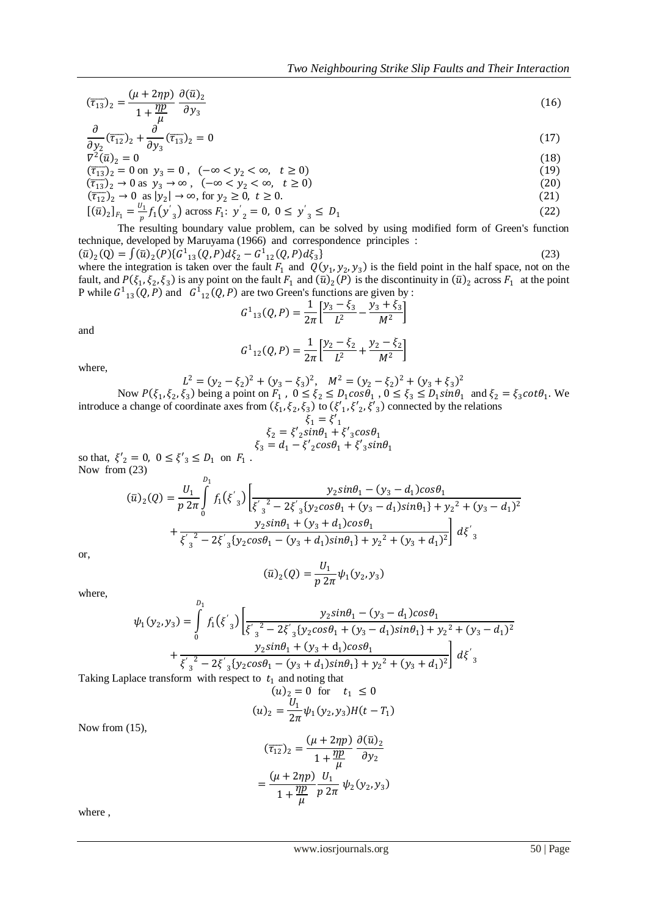$$(\overline{\tau_{13}})_2 = \frac{(\mu + 2\eta p)}{1 + \frac{\eta p}{\mu}} \frac{\partial(\bar{u})_2}{\partial y_3} \tag{16}$$

$$\frac{\partial}{\partial y_2}(\overline{\tau_{12}})_2 + \frac{\partial}{\partial y_3}(\overline{\tau_{13}})_2 = 0 \tag{17}$$

$$\nabla^2(\bar{u})_2 = 0 \tag{18}$$

$$(\overline{\tau_{13}})_2 = 0 \text{ on } y_3 = 0, \quad (-\infty < y_2 < \infty, \quad t \geq 0) \tag{19}$$

$$(\overline{\tau_{13}})_2 \to 0 \text{ as } y_3 \to \infty, \quad (-\infty < y_2 < \infty, \quad t \geq 0) \tag{20}$$

$$(\overline{\tau_{12}})_2 \to 0 \text{ as } |y_2| \to \infty, \text{ for } y_2 \geq 0, \; t \geq 0. \tag{21}$$

$$[(\bar{u})_2]_{F_1} = \frac{U_1}{p} f_1(y'_3) \text{ across } F_1: \; y'_2 = 0, \; 0 \leq y'_3 \leq D_1 \tag{22}$$

The resulting boundary value problem, can be solved by using modified form of Green's function technique, developed by Maruyama (1966) and correspondence principles :

$$(\bar{u})_2(Q) = \int (\bar{u})_2(P)\{G^1{}_{13}(Q,P)d\xi_2 - G^1{}_{12}(Q,P)d\xi_3\} \tag{23}$$

where the integration is taken over the fault $F_1$ and $Q(y_1, y_2, y_3)$ is the field point in the half space, not on the fault, and $P(\xi_1, \xi_2, \xi_3)$ is any point on the fault $F_1$ and $(\bar{u})_2(P)$ is the discontinuity in $(\bar{u})_2$ across $F_1$ at the point P while $G^1{}_{13}(Q,P)$ and $G^1{}_{12}(Q,P)$ are two Green's functions are given by :

$$G^1{}_{13}(Q,P) = \frac{1}{2\pi}\left[\frac{y_3 - \xi_3}{L^2} - \frac{y_3 + \xi_3}{M^2}\right]$$

and

$$G^1{}_{12}(Q,P) = \frac{1}{2\pi}\left[\frac{y_2 - \xi_2}{L^2} + \frac{y_2 - \xi_2}{M^2}\right]$$

where,

$$L^2 = (y_2 - \xi_2)^2 + (y_3 - \xi_3)^2, \quad M^2 = (y_2 - \xi_2)^2 + (y_3 + \xi_3)^2$$

Now $P(\xi_1, \xi_2, \xi_3)$ being a point on $F_1$, $0 \leq \xi_2 \leq D_1 cos\theta_1$, $0 \leq \xi_3 \leq D_1 sin\theta_1$ and $\xi_2 = \xi_3 cot\theta_1$. We introduce a change of coordinate axes from $(\xi_1, \xi_2, \xi_3)$ to $(\xi'_1, \xi'_2, \xi'_3)$ connected by the relations

$$\xi_1 = \xi'_1$$
$$\xi_2 = \xi'_2 sin\theta_1 + \xi'_3 cos\theta_1$$
$$\xi_3 = d_1 - \xi'_2 cos\theta_1 + \xi'_3 sin\theta_1$$

so that, $\xi'_2 = 0$, $0 \leq \xi'_3 \leq D_1$ on $F_1$.

Now from (23)

$$(\bar{u})_2(Q) = \frac{U_1}{p\,2\pi}\int_0^{D_1} f_1(\xi'_3)\left[\frac{y_2 sin\theta_1 - (y_3 - d_1)cos\theta_1}{\xi'^2_3 - 2\xi'_3\{y_2 cos\theta_1 + (y_3 - d_1)sin\theta_1\} + y_2{}^2 + (y_3 - d_1)^2} + \frac{y_2 sin\theta_1 + (y_3 + d_1)cos\theta_1}{\xi'^2_3 - 2\xi'_3\{y_2 cos\theta_1 - (y_3 + d_1)sin\theta_1\} + y_2{}^2 + (y_3 + d_1)^2}\right] d\xi'_3$$

or,

$$(\bar{u})_2(Q) = \frac{U_1}{p\,2\pi}\psi_1(y_2, y_3)$$

where,

$$\psi_1(y_2, y_3) = \int_0^{D_1} f_1(\xi'_3)\left[\frac{y_2 sin\theta_1 - (y_3 - d_1)cos\theta_1}{\xi'^2_3 - 2\xi'_3\{y_2 cos\theta_1 + (y_3 - d_1)sin\theta_1\} + y_2{}^2 + (y_3 - d_1)^2} + \frac{y_2 sin\theta_1 + (y_3 + d_1)cos\theta_1}{\xi'^2_3 - 2\xi'_3\{y_2 cos\theta_1 - (y_3 + d_1)sin\theta_1\} + y_2{}^2 + (y_3 + d_1)^2}\right] d\xi'_3$$

Taking Laplace transform with respect to $t_1$ and noting that

$$(u)_2 = 0 \quad \text{for} \quad t_1 \leq 0$$

$$(u)_2 = \frac{U_1}{2\pi}\psi_1(y_2, y_3)H(t - T_1)$$

Now from (15),

$$(\overline{\tau_{12}})_2 = \frac{(\mu + 2\eta p)}{1 + \frac{\eta p}{\mu}} \frac{\partial(\bar{u})_2}{\partial y_2}$$

$$= \frac{(\mu + 2\eta p)}{1 + \frac{\eta p}{\mu}} \frac{U_1}{p\,2\pi}\,\psi_2(y_2, y_3)$$

where ,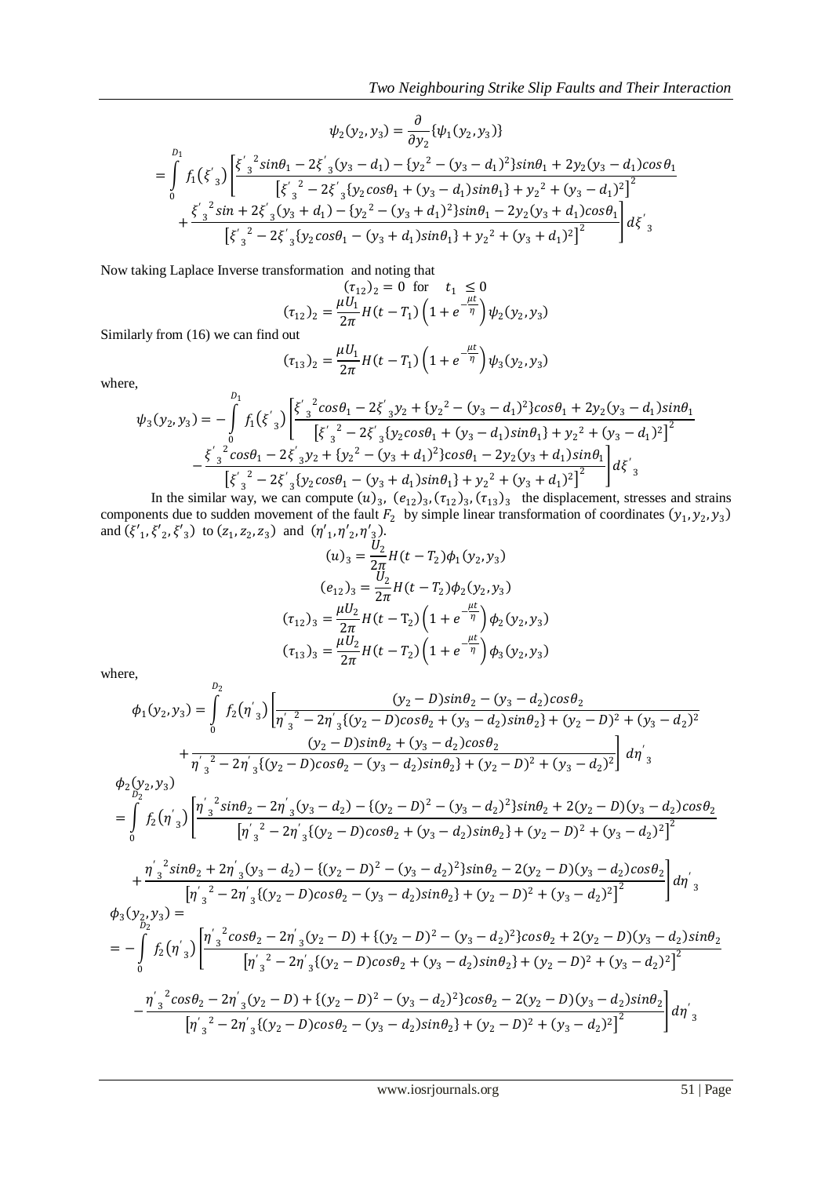$$\psi_2(y_2, y_3) = \frac{\partial}{\partial y_2}\{\psi_1(y_2, y_3)\}$$

$$= \int_0^{D_1} f_1(\xi'_3)\left[\frac{{\xi'_3}^2 sin\theta_1 - 2\xi'_3(y_3 - d_1) - \{{y_2}^2 - (y_3 - d_1)^2\}sin\theta_1 + 2y_2(y_3 - d_1)cos\,\theta_1}{\left[{\xi'_3}^2 - 2\xi'_3\{y_2 cos\theta_1 + (y_3 - d_1)sin\theta_1\} + {y_2}^2 + (y_3 - d_1)^2\right]^2} + \frac{{\xi'_3}^2 sin + 2\xi'_3(y_3 + d_1) - \{{y_2}^2 - (y_3 + d_1)^2\}sin\theta_1 - 2y_2(y_3 + d_1)cos\theta_1}{\left[{\xi'_3}^2 - 2\xi'_3\{y_2 cos\theta_1 - (y_3 + d_1)sin\theta_1\} + {y_2}^2 + (y_3 + d_1)^2\right]^2}\right]d\xi'_3$$

Now taking Laplace Inverse transformation and noting that

$$(\tau_{12})_2 = 0 \text{ for } \quad t_1 \le 0$$

$$(\tau_{12})_2 = \frac{\mu U_1}{2\pi}H(t - T_1)\left(1 + e^{-\frac{\mu t}{\eta}}\right)\psi_2(y_2, y_3)$$

Similarly from (16) we can find out

$$(\tau_{13})_2 = \frac{\mu U_1}{2\pi}H(t - T_1)\left(1 + e^{-\frac{\mu t}{\eta}}\right)\psi_3(y_2, y_3)$$

where,

$$\psi_3(y_2, y_3) = -\int_0^{D_1} f_1(\xi'_3)\left[\frac{{\xi'_3}^2 cos\theta_1 - 2\xi'_3 y_2 + \{{y_2}^2 - (y_3 - d_1)^2\}cos\theta_1 + 2y_2(y_3 - d_1)sin\theta_1}{\left[{\xi'_3}^2 - 2\xi'_3\{y_2 cos\theta_1 + (y_3 - d_1)sin\theta_1\} + {y_2}^2 + (y_3 - d_1)^2\right]^2} - \frac{{\xi'_3}^2 cos\theta_1 - 2\xi'_3 y_2 + \{{y_2}^2 - (y_3 + d_1)^2\}cos\theta_1 - 2y_2(y_3 + d_1)sin\theta_1}{\left[{\xi'_3}^2 - 2\xi'_3\{y_2 cos\theta_1 - (y_3 + d_1)sin\theta_1\} + {y_2}^2 + (y_3 + d_1)^2\right]^2}\right]d\xi'_3$$

In the similar way, we can compute $(u)_3$, $(e_{12})_3, (\tau_{12})_3, (\tau_{13})_3$ the displacement, stresses and strains components due to sudden movement of the fault $F_2$ by simple linear transformation of coordinates $(y_1, y_2, y_3)$ and $(\xi'_1, \xi'_2, \xi'_3)$ to $(z_1, z_2, z_3)$ and $(\eta'_1, \eta'_2, \eta'_3)$.

$$(u)_3 = \frac{U_2}{2\pi}H(t - T_2)\phi_1(y_2, y_3)$$

$$(e_{12})_3 = \frac{U_2}{2\pi}H(t - T_2)\phi_2(y_2, y_3)$$

$$(\tau_{12})_3 = \frac{\mu U_2}{2\pi}H(t - T_2)\left(1 + e^{-\frac{\mu t}{\eta}}\right)\phi_2(y_2, y_3)$$

$$(\tau_{13})_3 = \frac{\mu U_2}{2\pi}H(t - T_2)\left(1 + e^{-\frac{\mu t}{\eta}}\right)\phi_3(y_2, y_3)$$

where,

$$\phi_1(y_2, y_3) = \int_0^{D_2} f_2(\eta'_3)\left[\frac{(y_2 - D)sin\theta_2 - (y_3 - d_2)cos\theta_2}{{\eta'_3}^2 - 2\eta'_3\{(y_2 - D)cos\theta_2 + (y_3 - d_2)sin\theta_2\} + (y_2 - D)^2 + (y_3 - d_2)^2} + \frac{(y_2 - D)sin\theta_2 + (y_3 - d_2)cos\theta_2}{{\eta'_3}^2 - 2\eta'_3\{(y_2 - D)cos\theta_2 - (y_3 - d_2)sin\theta_2\} + (y_2 - D)^2 + (y_3 - d_2)^2}\right]d\eta'_3$$

$$\phi_2(y_2, y_3) = \int_0^{D_2} f_2(\eta'_3)\left[\frac{{\eta'_3}^2 sin\theta_2 - 2\eta'_3(y_3 - d_2) - \{(y_2 - D)^2 - (y_3 - d_2)^2\}sin\theta_2 + 2(y_2 - D)(y_3 - d_2)cos\theta_2}{\left[{\eta'_3}^2 - 2\eta'_3\{(y_2 - D)cos\theta_2 + (y_3 - d_2)sin\theta_2\} + (y_2 - D)^2 + (y_3 - d_2)^2\right]^2} + \frac{{\eta'_3}^2 sin\theta_2 + 2\eta'_3(y_3 - d_2) - \{(y_2 - D)^2 - (y_3 - d_2)^2\}sin\theta_2 - 2(y_2 - D)(y_3 - d_2)cos\theta_2}{\left[{\eta'_3}^2 - 2\eta'_3\{(y_2 - D)cos\theta_2 - (y_3 - d_2)sin\theta_2\} + (y_2 - D)^2 + (y_3 - d_2)^2\right]^2}\right]d\eta'_3$$

$$\phi_3(y_2, y_3) = -\int_0^{D_2} f_2(\eta'_3)\left[\frac{{\eta'_3}^2 cos\theta_2 - 2\eta'_3(y_2 - D) + \{(y_2 - D)^2 - (y_3 - d_2)^2\}cos\theta_2 + 2(y_2 - D)(y_3 - d_2)sin\theta_2}{\left[{\eta'_3}^2 - 2\eta'_3\{(y_2 - D)cos\theta_2 + (y_3 - d_2)sin\theta_2\} + (y_2 - D)^2 + (y_3 - d_2)^2\right]^2} - \frac{{\eta'_3}^2 cos\theta_2 - 2\eta'_3(y_2 - D) + \{(y_2 - D)^2 - (y_3 - d_2)^2\}cos\theta_2 - 2(y_2 - D)(y_3 - d_2)sin\theta_2}{\left[{\eta'_3}^2 - 2\eta'_3\{(y_2 - D)cos\theta_2 - (y_3 - d_2)sin\theta_2\} + (y_2 - D)^2 + (y_3 - d_2)^2\right]^2}\right]d\eta'_3$$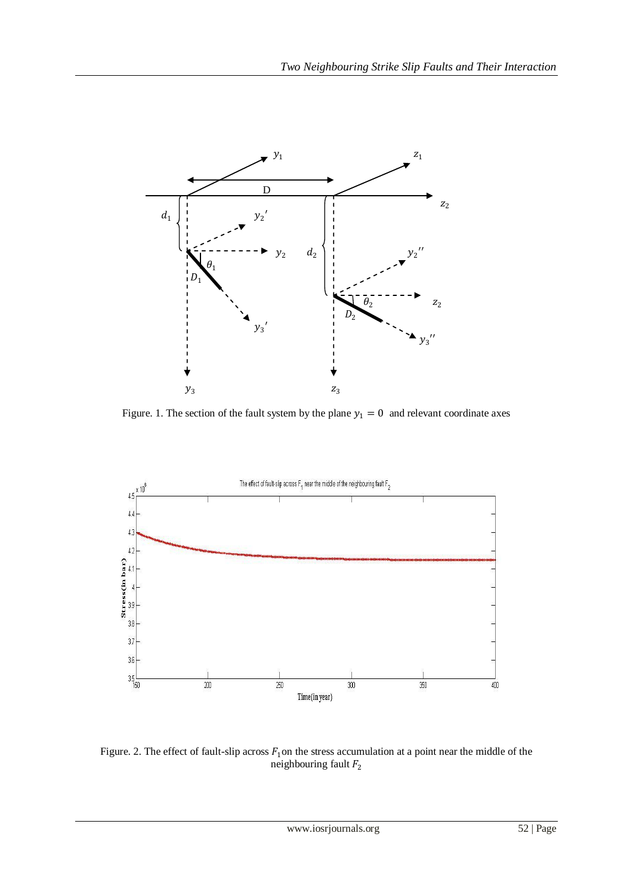Figure. 1. The section of the fault system by the plane $y_1 = 0$ and relevant coordinate axes

Figure. 2. The effect of fault-slip across $F_1$ on the stress accumulation at a point near the middle of the neighbouring fault $F_2$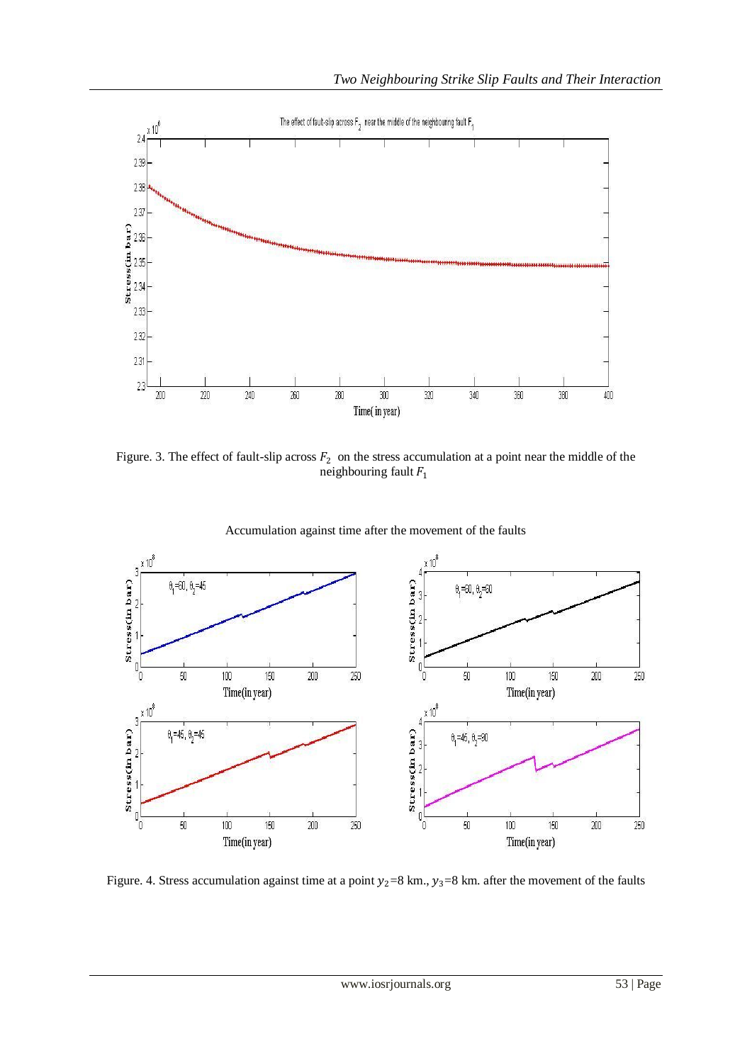Figure. 3. The effect of fault-slip across $F_2$ on the stress accumulation at a point near the middle of the neighbouring fault $F_1$

Accumulation against time after the movement of the faults

Figure. 4. Stress accumulation against time at a point $y_2$=8 km., $y_3$=8 km. after the movement of the faults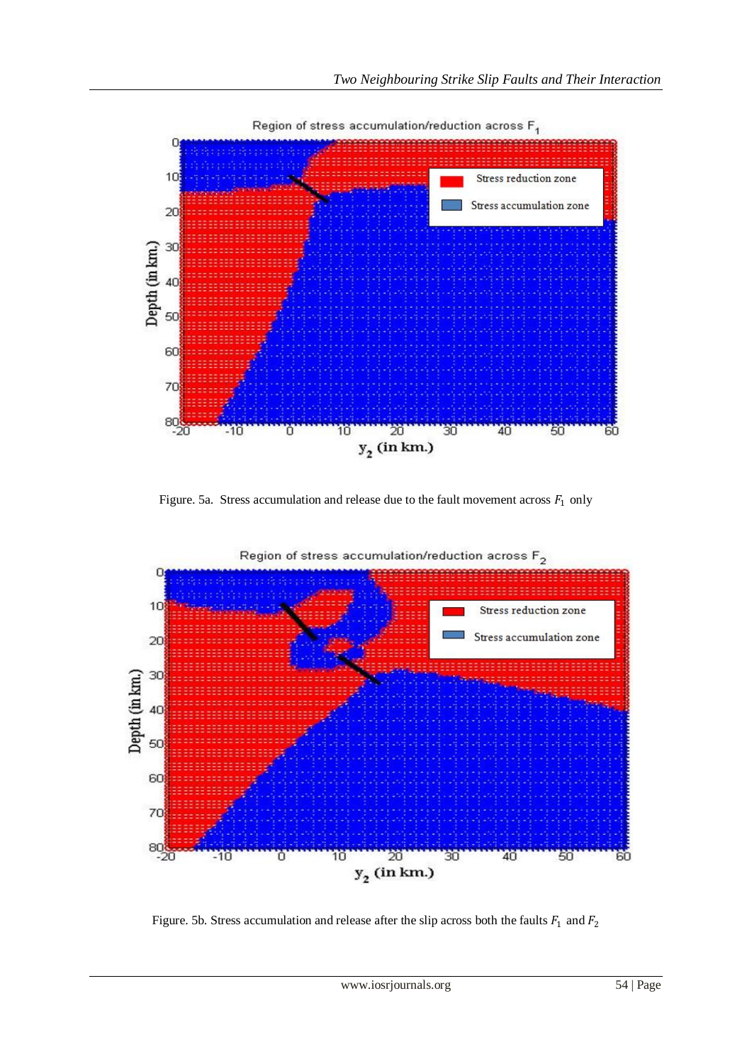Figure. 5a. Stress accumulation and release due to the fault movement across $F_1$ only

Figure. 5b. Stress accumulation and release after the slip across both the faults $F_1$ and $F_2$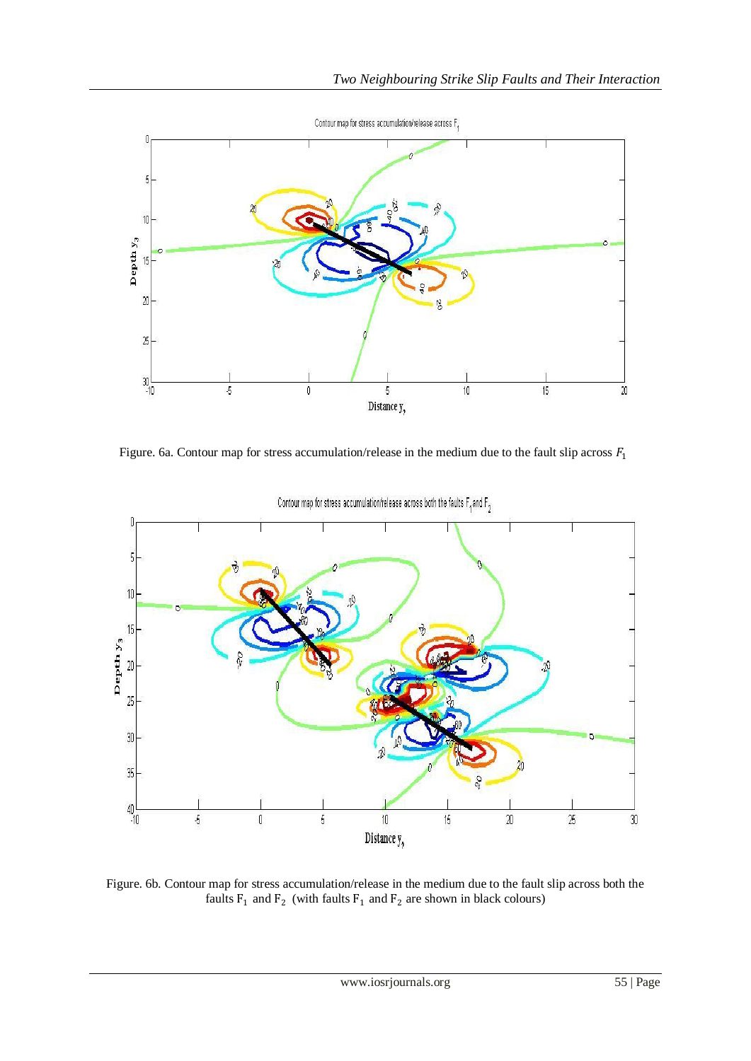Figure. 6a. Contour map for stress accumulation/release in the medium due to the fault slip across $F_1$

Figure. 6b. Contour map for stress accumulation/release in the medium due to the fault slip across both the faults $F_1$ and $F_2$ (with faults $F_1$ and $F_2$ are shown in black colours)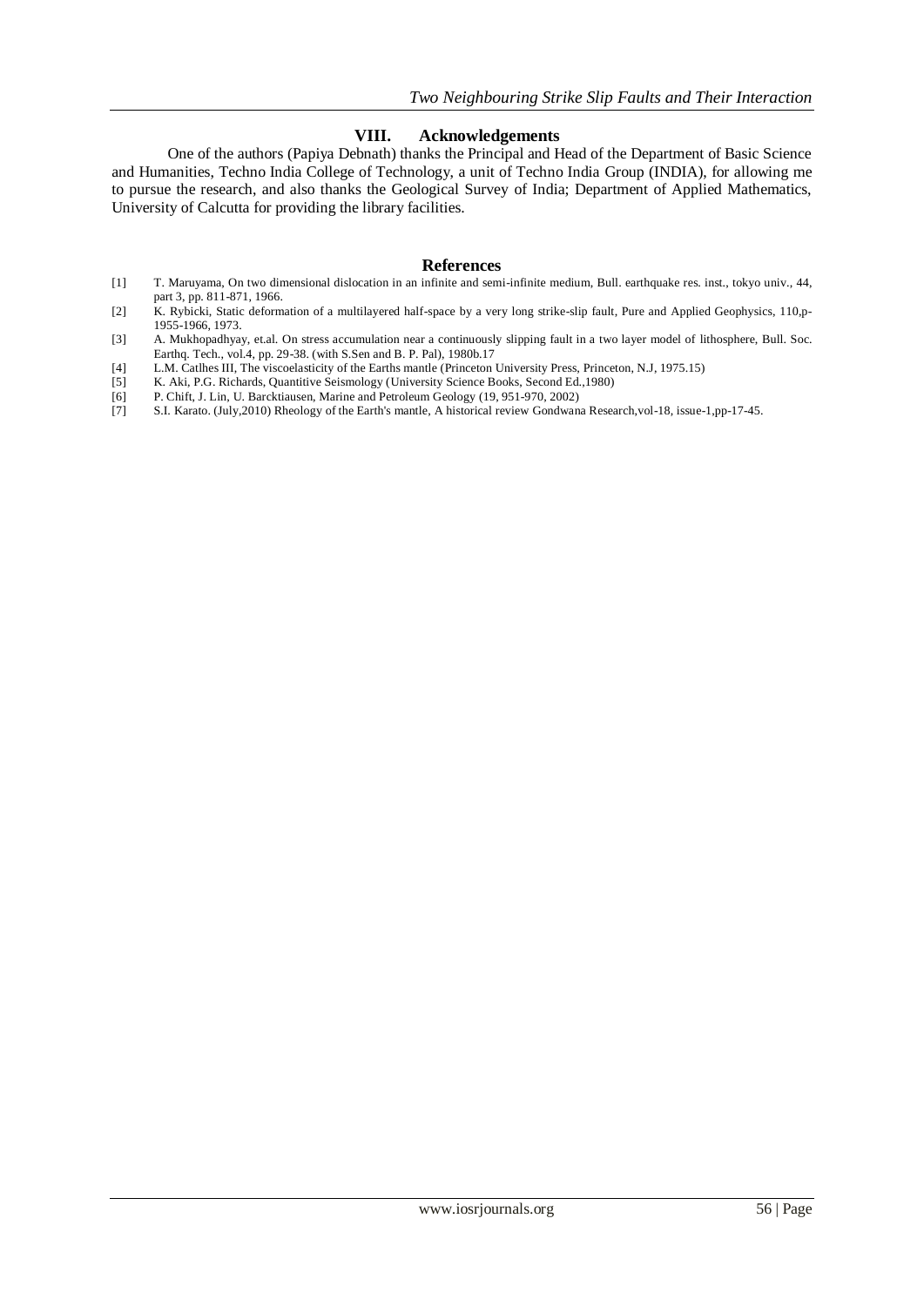## VIII. Acknowledgements

One of the authors (Papiya Debnath) thanks the Principal and Head of the Department of Basic Science and Humanities, Techno India College of Technology, a unit of Techno India Group (INDIA), for allowing me to pursue the research, and also thanks the Geological Survey of India; Department of Applied Mathematics, University of Calcutta for providing the library facilities.

## References

[1] T. Maruyama, On two dimensional dislocation in an infinite and semi-infinite medium, Bull. earthquake res. inst., tokyo univ., 44, part 3, pp. 811-871, 1966.

[2] K. Rybicki, Static deformation of a multilayered half-space by a very long strike-slip fault, Pure and Applied Geophysics, 110,p-1955-1966, 1973.

[3] A. Mukhopadhyay, et.al. On stress accumulation near a continuously slipping fault in a two layer model of lithosphere, Bull. Soc. Earthq. Tech., vol.4, pp. 29-38. (with S.Sen and B. P. Pal), 1980b.17

[4] L.M. Catlhes III, The viscoelasticity of the Earths mantle (Princeton University Press, Princeton, N.J, 1975.15)

[5] K. Aki, P.G. Richards, Quantitive Seismology (University Science Books, Second Ed.,1980)

[6] P. Chift, J. Lin, U. Barcktiausen, Marine and Petroleum Geology (19, 951-970, 2002)

[7] S.I. Karato. (July,2010) Rheology of the Earth's mantle, A historical review Gondwana Research,vol-18, issue-1,pp-17-45.